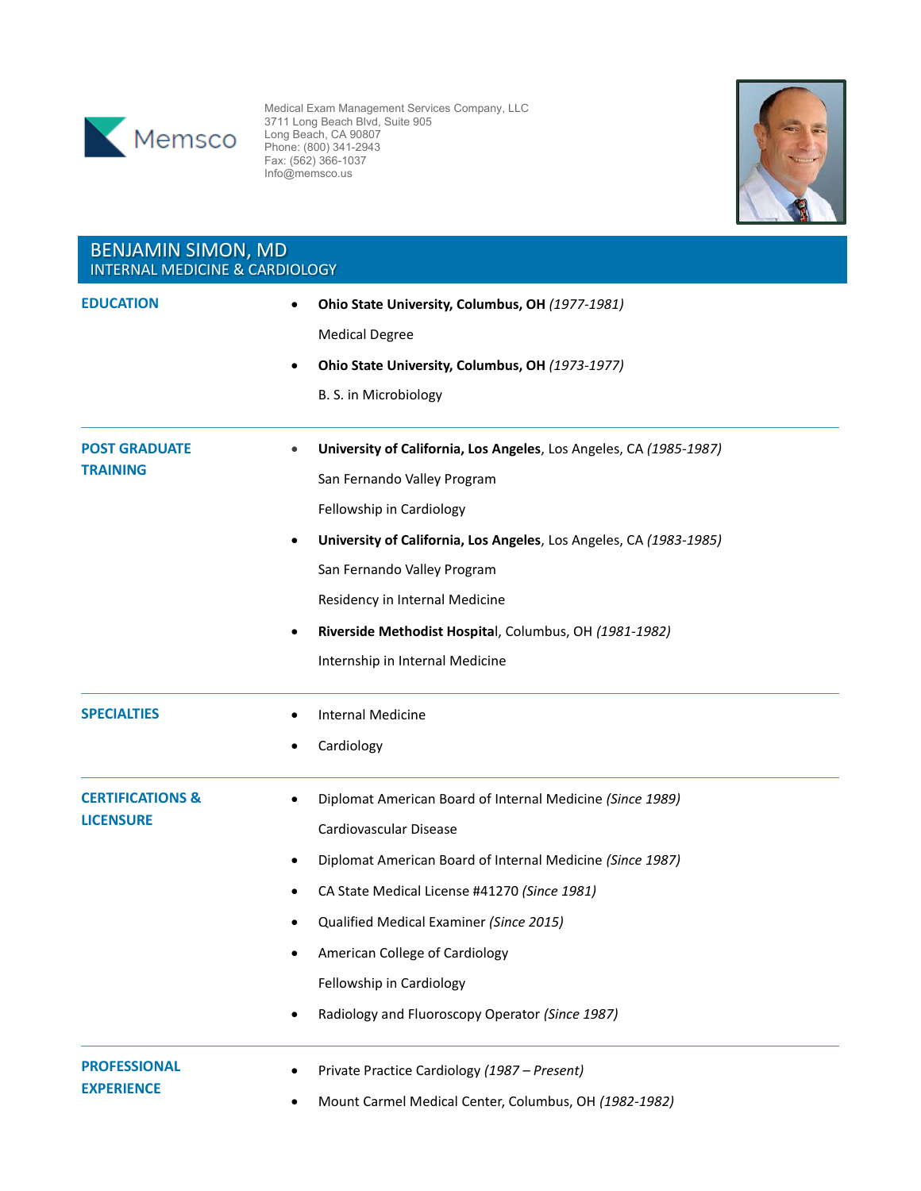Memsco

Medical Exam Management Services Company, LLC
3711 Long Beach Blvd, Suite 905
Long Beach, CA 90807
Phone: (800) 341-2943
Fax: (562) 366-1037
Info@memsco.us

# BENJAMIN SIMON, MD
## INTERNAL MEDICINE & CARDIOLOGY

### EDUCATION

- **Ohio State University, Columbus, OH** *(1977-1981)*
  Medical Degree
- **Ohio State University, Columbus, OH** *(1973-1977)*
  B. S. in Microbiology

### POST GRADUATE TRAINING

- **University of California, Los Angeles**, Los Angeles, CA *(1985-1987)*
  San Fernando Valley Program
  Fellowship in Cardiology
- **University of California, Los Angeles**, Los Angeles, CA *(1983-1985)*
  San Fernando Valley Program
  Residency in Internal Medicine
- **Riverside Methodist Hospita**l, Columbus, OH *(1981-1982)*
  Internship in Internal Medicine

### SPECIALTIES

- Internal Medicine
- Cardiology

### CERTIFICATIONS & LICENSURE

- Diplomat American Board of Internal Medicine *(Since 1989)*
  Cardiovascular Disease
- Diplomat American Board of Internal Medicine *(Since 1987)*
- CA State Medical License #41270 *(Since 1981)*
- Qualified Medical Examiner *(Since 2015)*
- American College of Cardiology
  Fellowship in Cardiology
- Radiology and Fluoroscopy Operator *(Since 1987)*

### PROFESSIONAL EXPERIENCE

- Private Practice Cardiology *(1987 – Present)*
- Mount Carmel Medical Center, Columbus, OH *(1982-1982)*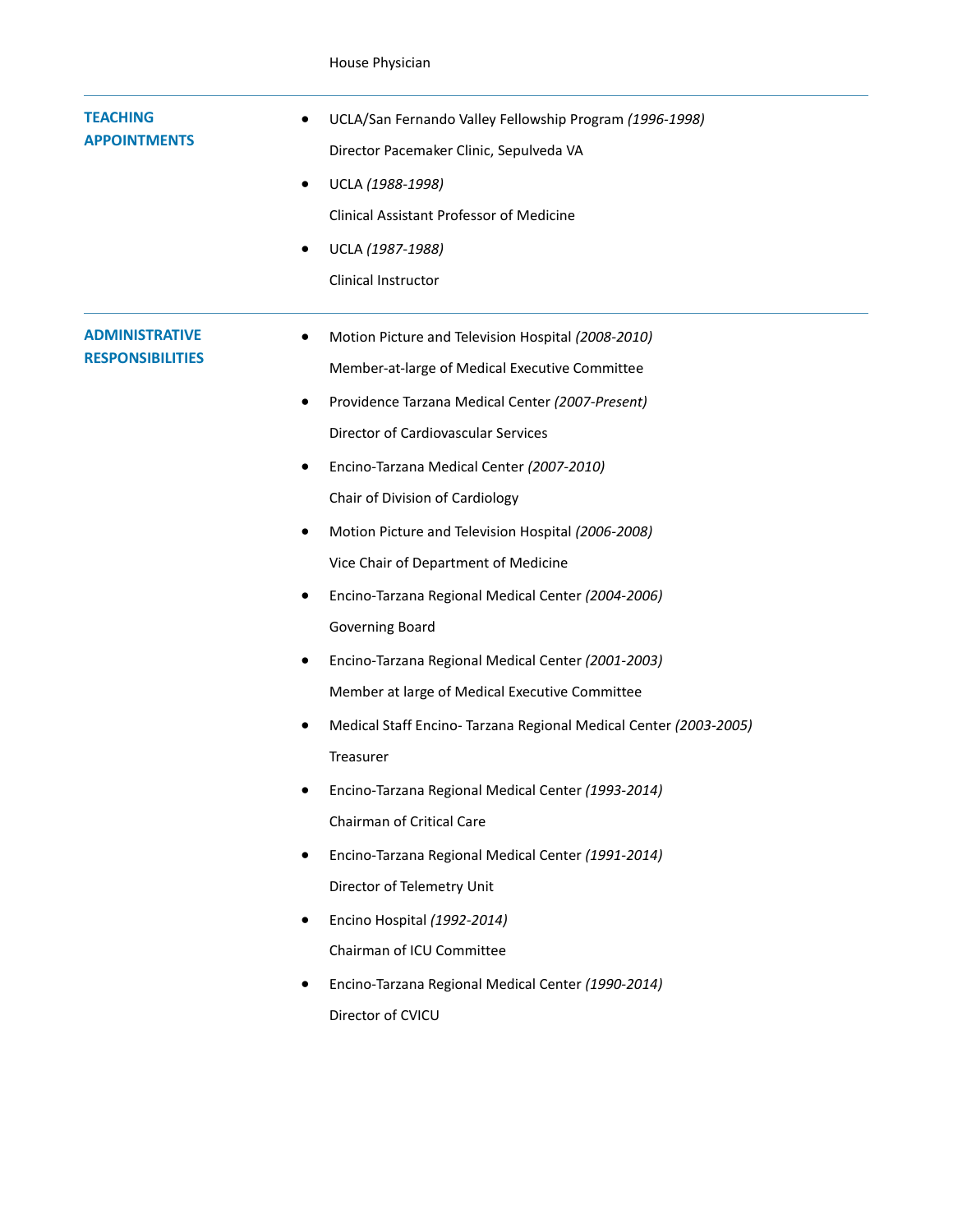House Physician

## TEACHING APPOINTMENTS

- UCLA/San Fernando Valley Fellowship Program *(1996-1998)*

  Director Pacemaker Clinic, Sepulveda VA

- UCLA *(1988-1998)*

  Clinical Assistant Professor of Medicine

- UCLA *(1987-1988)*

  Clinical Instructor

## ADMINISTRATIVE RESPONSIBILITIES

- Motion Picture and Television Hospital *(2008-2010)*

  Member-at-large of Medical Executive Committee

- Providence Tarzana Medical Center *(2007-Present)*

  Director of Cardiovascular Services

- Encino-Tarzana Medical Center *(2007-2010)*

  Chair of Division of Cardiology

- Motion Picture and Television Hospital *(2006-2008)*

  Vice Chair of Department of Medicine

- Encino-Tarzana Regional Medical Center *(2004-2006)*

  Governing Board

- Encino-Tarzana Regional Medical Center *(2001-2003)*

  Member at large of Medical Executive Committee

- Medical Staff Encino- Tarzana Regional Medical Center *(2003-2005)*

  Treasurer

- Encino-Tarzana Regional Medical Center *(1993-2014)*

  Chairman of Critical Care

- Encino-Tarzana Regional Medical Center *(1991-2014)*

  Director of Telemetry Unit

- Encino Hospital *(1992-2014)*

  Chairman of ICU Committee

- Encino-Tarzana Regional Medical Center *(1990-2014)*

  Director of CVICU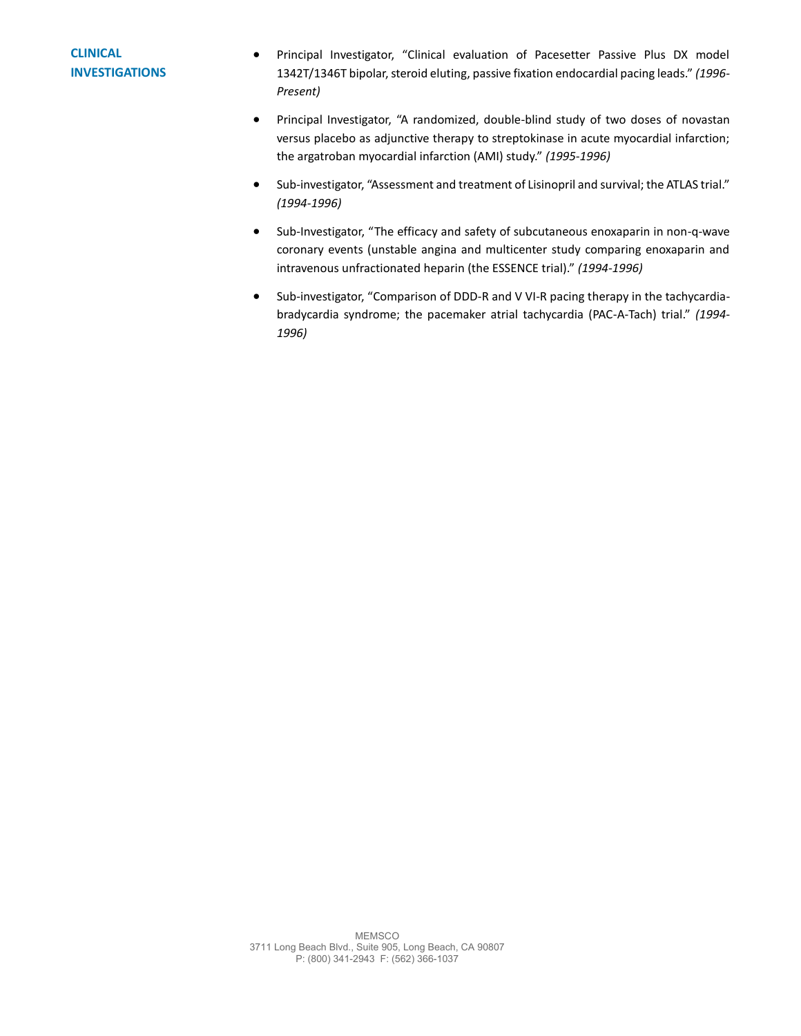## CLINICAL INVESTIGATIONS

- Principal Investigator, “Clinical evaluation of Pacesetter Passive Plus DX model 1342T/1346T bipolar, steroid eluting, passive fixation endocardial pacing leads.” *(1996-Present)*
- Principal Investigator, “A randomized, double-blind study of two doses of novastan versus placebo as adjunctive therapy to streptokinase in acute myocardial infarction; the argatroban myocardial infarction (AMI) study.” *(1995-1996)*
- Sub-investigator, “Assessment and treatment of Lisinopril and survival; the ATLAS trial.” *(1994-1996)*
- Sub-Investigator, “The efficacy and safety of subcutaneous enoxaparin in non-q-wave coronary events (unstable angina and multicenter study comparing enoxaparin and intravenous unfractionated heparin (the ESSENCE trial).” *(1994-1996)*
- Sub-investigator, “Comparison of DDD-R and V VI-R pacing therapy in the tachycardia-bradycardia syndrome; the pacemaker atrial tachycardia (PAC-A-Tach) trial.” *(1994-1996)*